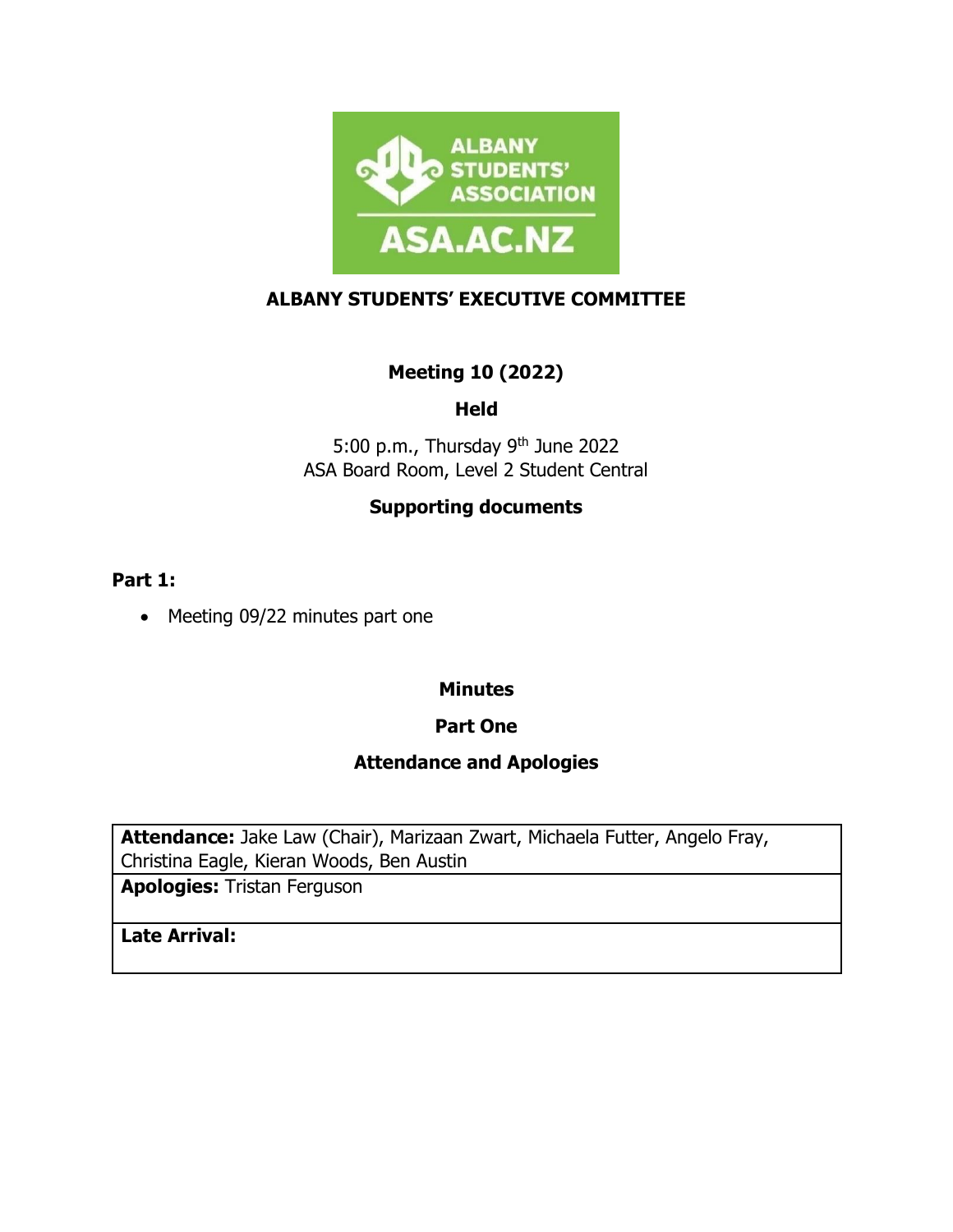# ALBANY STUDENTS' EXECUTIVE COMMITTEE

## Meeting 10 (2022)

### Held

5:00 p.m., Thursday 9th June 2022
ASA Board Room, Level 2 Student Central

### Supporting documents

**Part 1:**

- Meeting 09/22 minutes part one

## Minutes

### Part One

### Attendance and Apologies

| |
|---|
| **Attendance:** Jake Law (Chair), Marizaan Zwart, Michaela Futter, Angelo Fray, Christina Eagle, Kieran Woods, Ben Austin |
| **Apologies:** Tristan Ferguson |
| **Late Arrival:** |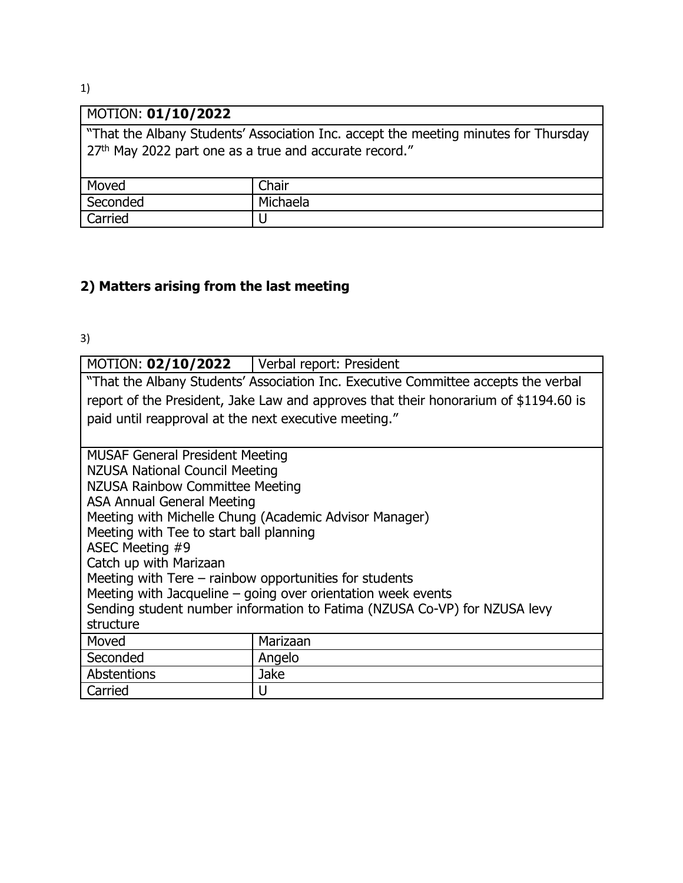1)

| MOTION: **01/10/2022** | |
|---|---|
| "That the Albany Students' Association Inc. accept the meeting minutes for Thursday 27th May 2022 part one as a true and accurate record." | |
| Moved | Chair |
| Seconded | Michaela |
| Carried | U |

## 2) Matters arising from the last meeting

3)

| MOTION: **02/10/2022** | Verbal report: President |
|---|---|
| "That the Albany Students' Association Inc. Executive Committee accepts the verbal report of the President, Jake Law and approves that their honorarium of $1194.60 is paid until reapproval at the next executive meeting." | |
| MUSAF General President Meeting<br>NZUSA National Council Meeting<br>NZUSA Rainbow Committee Meeting<br>ASA Annual General Meeting<br>Meeting with Michelle Chung (Academic Advisor Manager)<br>Meeting with Tee to start ball planning<br>ASEC Meeting #9<br>Catch up with Marizaan<br>Meeting with Tere – rainbow opportunities for students<br>Meeting with Jacqueline – going over orientation week events<br>Sending student number information to Fatima (NZUSA Co-VP) for NZUSA levy structure | |
| Moved | Marizaan |
| Seconded | Angelo |
| Abstentions | Jake |
| Carried | U |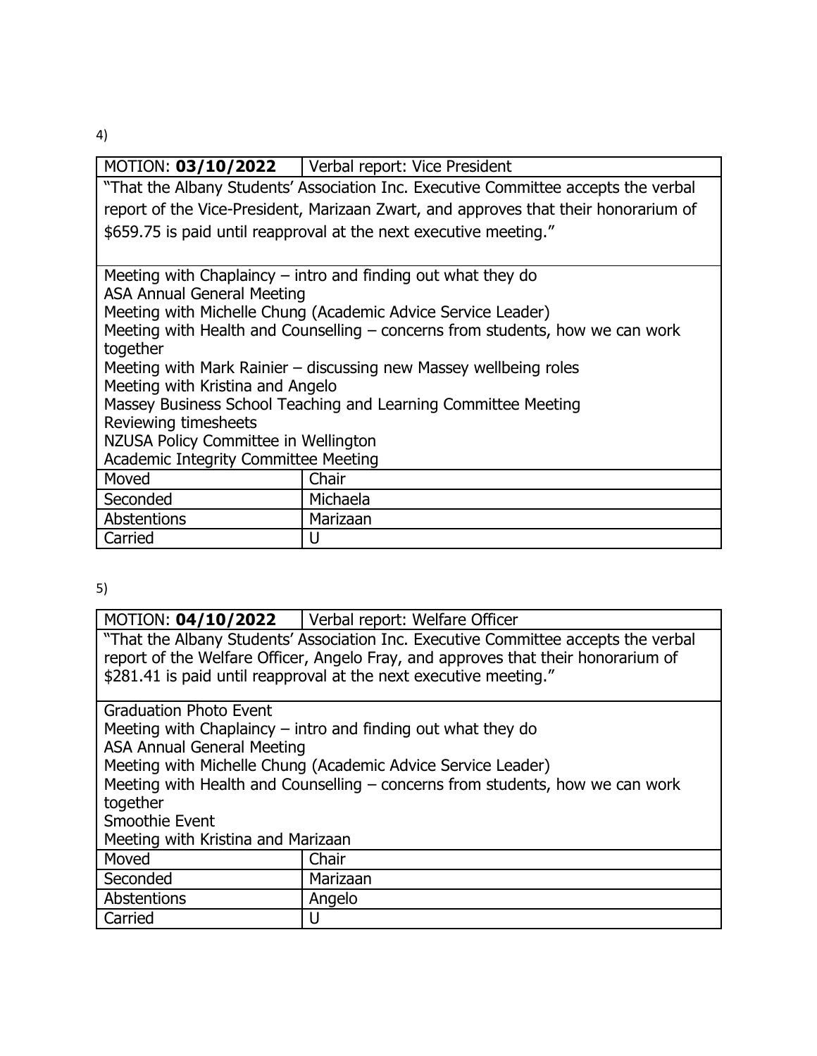4)

| MOTION: **03/10/2022** | Verbal report: Vice President |
| --- | --- |
| "That the Albany Students' Association Inc. Executive Committee accepts the verbal report of the Vice-President, Marizaan Zwart, and approves that their honorarium of $659.75 is paid until reapproval at the next executive meeting." | |
| Meeting with Chaplaincy – intro and finding out what they do<br>ASA Annual General Meeting<br>Meeting with Michelle Chung (Academic Advice Service Leader)<br>Meeting with Health and Counselling – concerns from students, how we can work together<br>Meeting with Mark Rainier – discussing new Massey wellbeing roles<br>Meeting with Kristina and Angelo<br>Massey Business School Teaching and Learning Committee Meeting<br>Reviewing timesheets<br>NZUSA Policy Committee in Wellington<br>Academic Integrity Committee Meeting | |
| Moved | Chair |
| Seconded | Michaela |
| Abstentions | Marizaan |
| Carried | U |

5)

| MOTION: **04/10/2022** | Verbal report: Welfare Officer |
| --- | --- |
| "That the Albany Students' Association Inc. Executive Committee accepts the verbal report of the Welfare Officer, Angelo Fray, and approves that their honorarium of $281.41 is paid until reapproval at the next executive meeting." | |
| Graduation Photo Event<br>Meeting with Chaplaincy – intro and finding out what they do<br>ASA Annual General Meeting<br>Meeting with Michelle Chung (Academic Advice Service Leader)<br>Meeting with Health and Counselling – concerns from students, how we can work together<br>Smoothie Event<br>Meeting with Kristina and Marizaan | |
| Moved | Chair |
| Seconded | Marizaan |
| Abstentions | Angelo |
| Carried | U |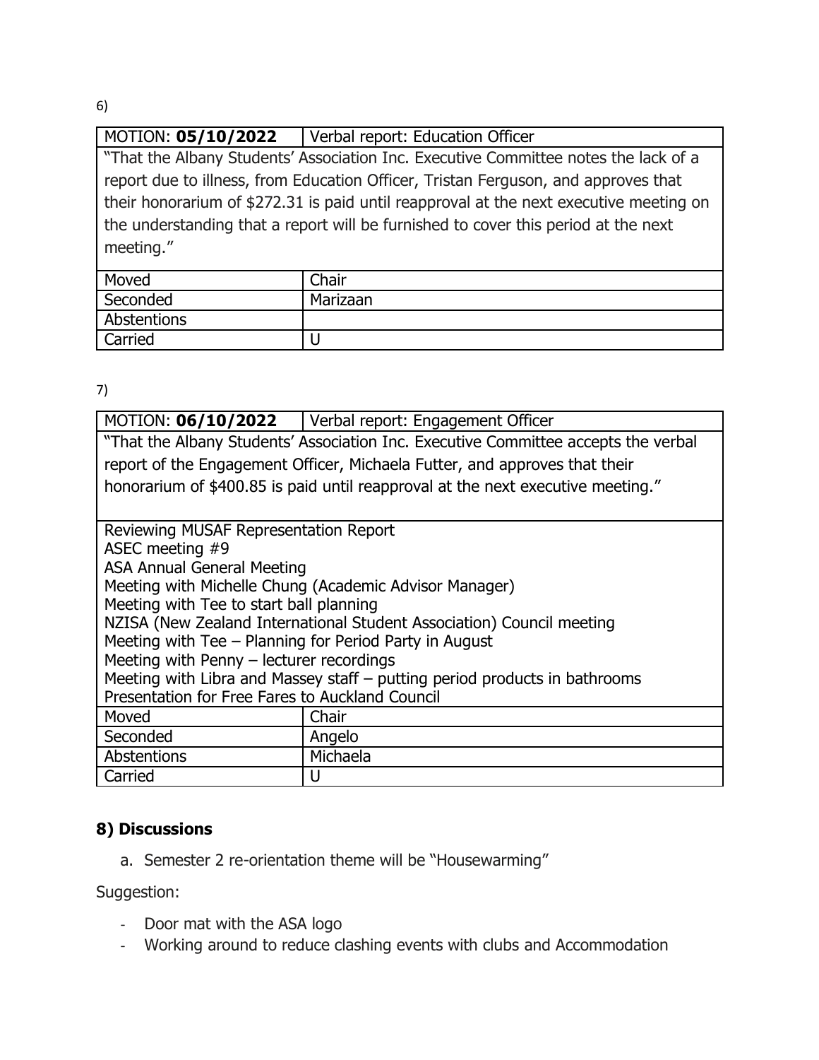6)

| MOTION: **05/10/2022** | Verbal report: Education Officer |
|---|---|
| "That the Albany Students' Association Inc. Executive Committee notes the lack of a report due to illness, from Education Officer, Tristan Ferguson, and approves that their honorarium of $272.31 is paid until reapproval at the next executive meeting on the understanding that a report will be furnished to cover this period at the next meeting." | |
| Moved | Chair |
| Seconded | Marizaan |
| Abstentions | |
| Carried | U |

7)

| MOTION: **06/10/2022** | Verbal report: Engagement Officer |
|---|---|
| "That the Albany Students' Association Inc. Executive Committee accepts the verbal report of the Engagement Officer, Michaela Futter, and approves that their honorarium of $400.85 is paid until reapproval at the next executive meeting." | |
| Reviewing MUSAF Representation Report<br>ASEC meeting #9<br>ASA Annual General Meeting<br>Meeting with Michelle Chung (Academic Advisor Manager)<br>Meeting with Tee to start ball planning<br>NZISA (New Zealand International Student Association) Council meeting<br>Meeting with Tee – Planning for Period Party in August<br>Meeting with Penny – lecturer recordings<br>Meeting with Libra and Massey staff – putting period products in bathrooms<br>Presentation for Free Fares to Auckland Council | |
| Moved | Chair |
| Seconded | Angelo |
| Abstentions | Michaela |
| Carried | U |

## 8) Discussions

a. Semester 2 re-orientation theme will be "Housewarming"

Suggestion:

- Door mat with the ASA logo
- Working around to reduce clashing events with clubs and Accommodation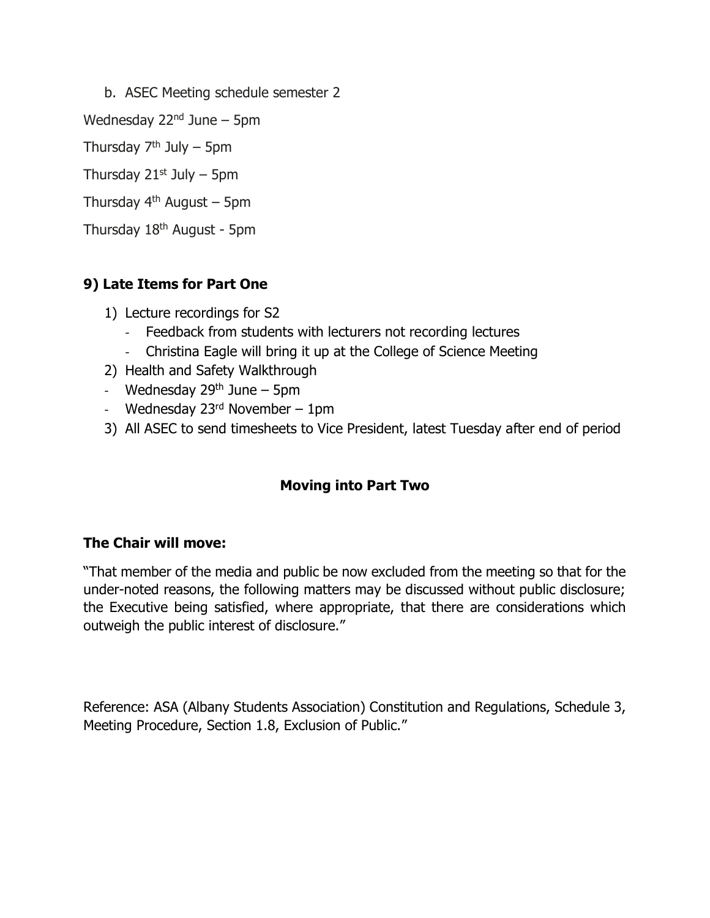b. ASEC Meeting schedule semester 2

Wednesday 22nd June – 5pm

Thursday 7th July – 5pm

Thursday 21st July – 5pm

Thursday 4th August – 5pm

Thursday 18th August - 5pm

**9) Late Items for Part One**

1) Lecture recordings for S2
   - Feedback from students with lecturers not recording lectures
   - Christina Eagle will bring it up at the College of Science Meeting
2) Health and Safety Walkthrough
   - Wednesday 29th June – 5pm
   - Wednesday 23rd November – 1pm
3) All ASEC to send timesheets to Vice President, latest Tuesday after end of period

**Moving into Part Two**

**The Chair will move:**

"That member of the media and public be now excluded from the meeting so that for the under-noted reasons, the following matters may be discussed without public disclosure; the Executive being satisfied, where appropriate, that there are considerations which outweigh the public interest of disclosure."

Reference: ASA (Albany Students Association) Constitution and Regulations, Schedule 3, Meeting Procedure, Section 1.8, Exclusion of Public."